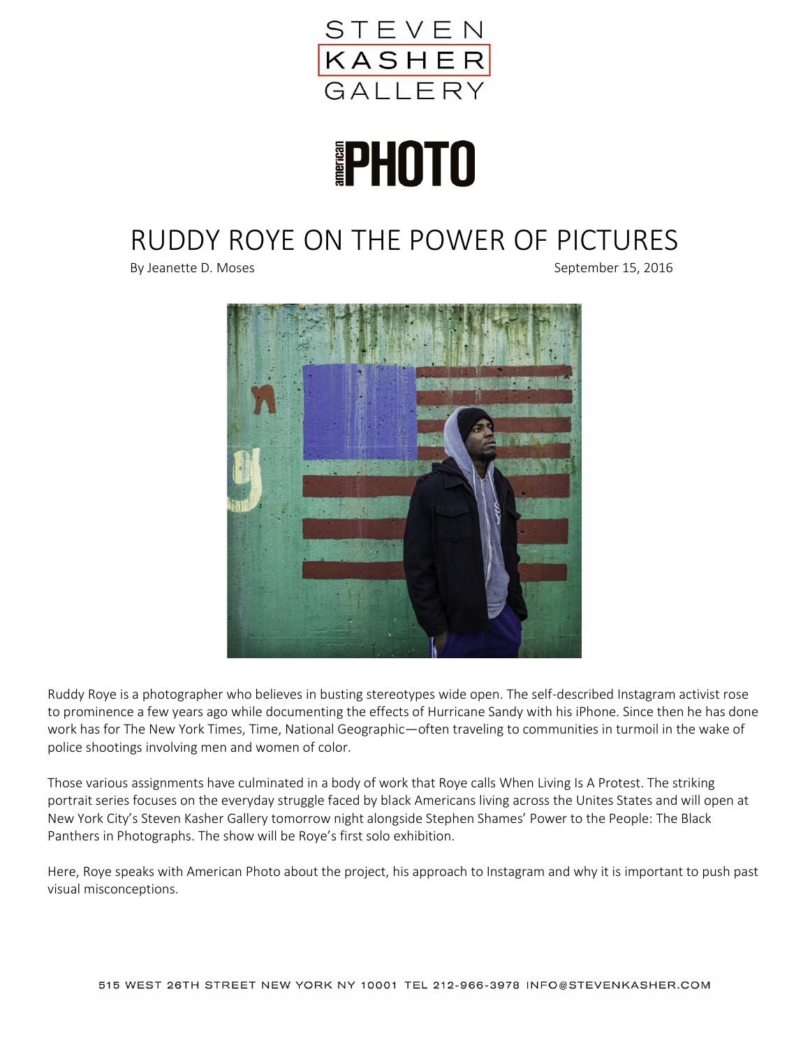STEVEN KASHER GALLERY

American PHOTO

# RUDDY ROYE ON THE POWER OF PICTURES

By Jeanette D. Moses

September 15, 2016

Ruddy Roye is a photographer who believes in busting stereotypes wide open. The self-described Instagram activist rose to prominence a few years ago while documenting the effects of Hurricane Sandy with his iPhone. Since then he has done work has for The New York Times, Time, National Geographic—often traveling to communities in turmoil in the wake of police shootings involving men and women of color.

Those various assignments have culminated in a body of work that Roye calls When Living Is A Protest. The striking portrait series focuses on the everyday struggle faced by black Americans living across the Unites States and will open at New York City's Steven Kasher Gallery tomorrow night alongside Stephen Shames' Power to the People: The Black Panthers in Photographs. The show will be Roye's first solo exhibition.

Here, Roye speaks with American Photo about the project, his approach to Instagram and why it is important to push past visual misconceptions.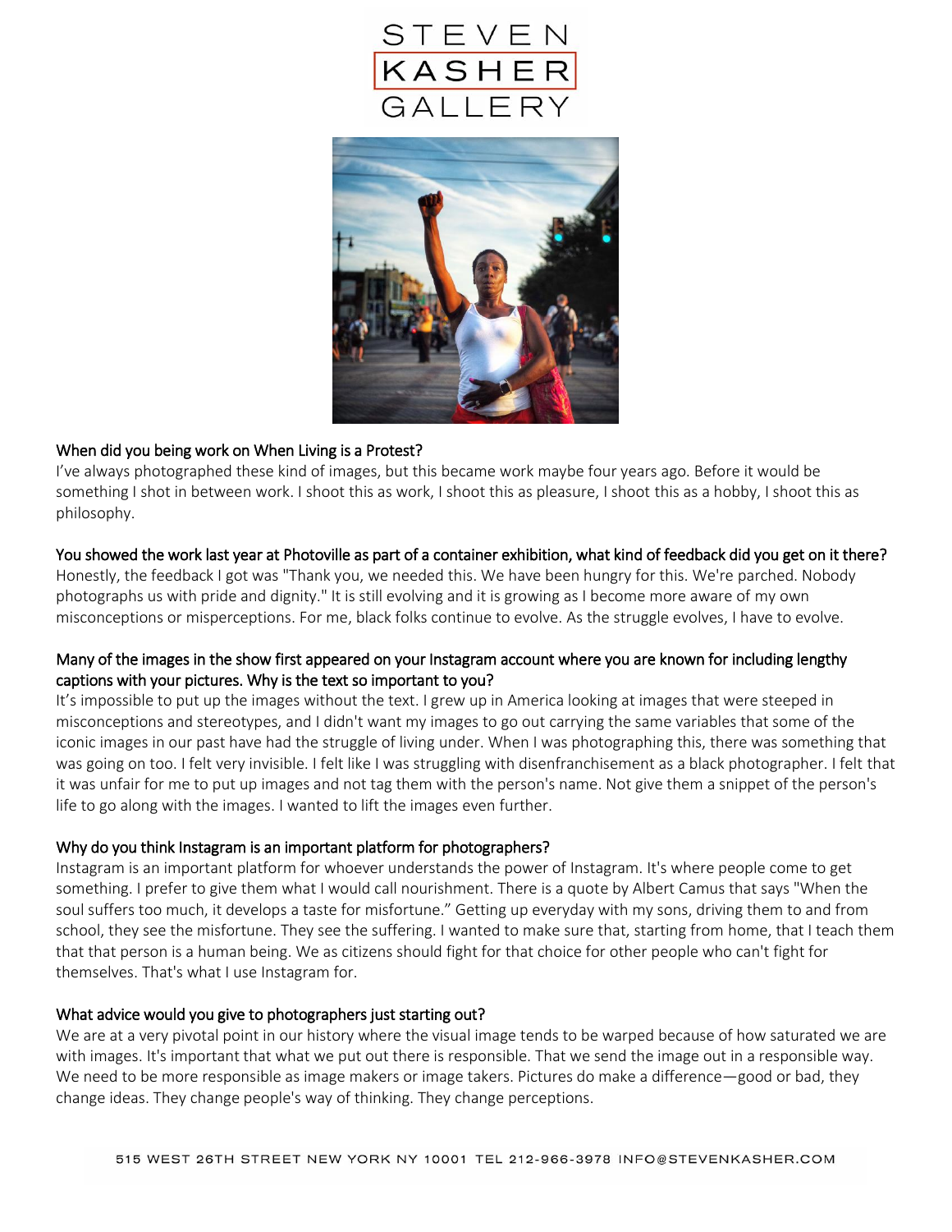**When did you being work on When Living is a Protest?**

I've always photographed these kind of images, but this became work maybe four years ago. Before it would be something I shot in between work. I shoot this as work, I shoot this as pleasure, I shoot this as a hobby, I shoot this as philosophy.

**You showed the work last year at Photoville as part of a container exhibition, what kind of feedback did you get on it there?**

Honestly, the feedback I got was "Thank you, we needed this. We have been hungry for this. We're parched. Nobody photographs us with pride and dignity." It is still evolving and it is growing as I become more aware of my own misconceptions or misperceptions. For me, black folks continue to evolve. As the struggle evolves, I have to evolve.

**Many of the images in the show first appeared on your Instagram account where you are known for including lengthy captions with your pictures. Why is the text so important to you?**

It's impossible to put up the images without the text. I grew up in America looking at images that were steeped in misconceptions and stereotypes, and I didn't want my images to go out carrying the same variables that some of the iconic images in our past have had the struggle of living under. When I was photographing this, there was something that was going on too. I felt very invisible. I felt like I was struggling with disenfranchisement as a black photographer. I felt that it was unfair for me to put up images and not tag them with the person's name. Not give them a snippet of the person's life to go along with the images. I wanted to lift the images even further.

**Why do you think Instagram is an important platform for photographers?**

Instagram is an important platform for whoever understands the power of Instagram. It's where people come to get something. I prefer to give them what I would call nourishment. There is a quote by Albert Camus that says "When the soul suffers too much, it develops a taste for misfortune." Getting up everyday with my sons, driving them to and from school, they see the misfortune. They see the suffering. I wanted to make sure that, starting from home, that I teach them that that person is a human being. We as citizens should fight for that choice for other people who can't fight for themselves. That's what I use Instagram for.

**What advice would you give to photographers just starting out?**

We are at a very pivotal point in our history where the visual image tends to be warped because of how saturated we are with images. It's important that what we put out there is responsible. That we send the image out in a responsible way. We need to be more responsible as image makers or image takers. Pictures do make a difference—good or bad, they change ideas. They change people's way of thinking. They change perceptions.